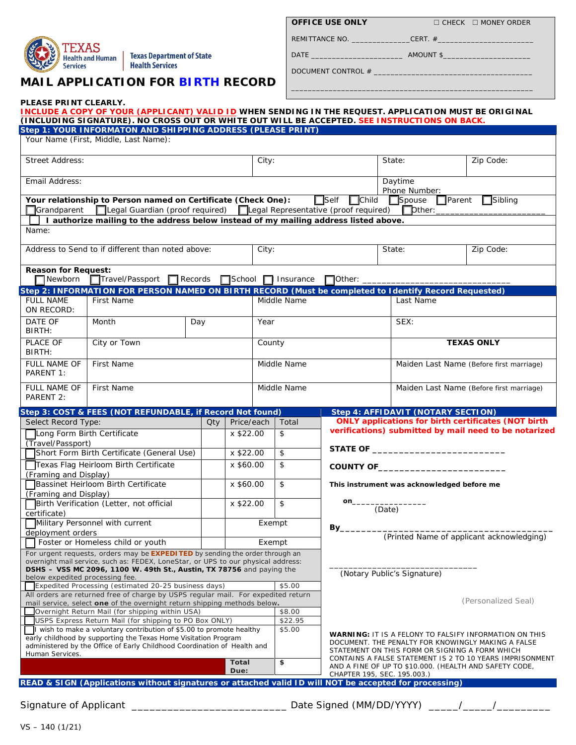Texas Health and Human Services | Texas Department of State Health Services

# MAIL APPLICATION FOR BIRTH RECORD

| OFFICE USE ONLY | ☐ CHECK ☐ MONEY ORDER |
|---|---|
| REMITTANCE NO. ______________ | CERT. #______________________ |
| DATE ____________________ | AMOUNT $____________________ |
| DOCUMENT CONTROL # ____________________________________ | |

**PLEASE PRINT CLEARLY.**

**INCLUDE A COPY OF YOUR (APPLICANT) VALID ID WHEN SENDING IN THE REQUEST. APPLICATION MUST BE ORIGINAL (INCLUDING SIGNATURE). NO CROSS OUT OR WHITE OUT WILL BE ACCEPTED. SEE INSTRUCTIONS ON BACK.**

## Step 1: YOUR INFORMATON AND SHIPPING ADDRESS (PLEASE PRINT)

| Your Name (First, Middle, Last Name): | | | |
|---|---|---|---|
| Street Address: | City: | State: | Zip Code: |
| Email Address: | | Daytime Phone Number: | |

**Your relationship to Person named on Certificate (Check One):** ☐ Self ☐ Child ☐ Spouse ☐ Parent ☐ Sibling ☐ Grandparent ☐ Legal Guardian (proof required) ☐ Legal Representative (proof required) ☐ Other:____________________

☐ **I authorize mailing to the address below instead of my mailing address listed above.**

| Name: | | | |
|---|---|---|---|
| Address to Send to if different than noted above: | City: | State: | Zip Code: |

**Reason for Request:**
☐ Newborn ☐ Travel/Passport ☐ Records ☐ School ☐ Insurance ☐ Other: ______________________________

## Step 2: INFORMATION FOR PERSON NAMED ON BIRTH RECORD (Must be completed to Identify Record Requested)

| FULL NAME ON RECORD: | First Name | | Middle Name | Last Name |
|---|---|---|---|---|
| DATE OF BIRTH: | Month | Day | Year | SEX: |
| PLACE OF BIRTH: | City or Town | | County | **TEXAS ONLY** |
| FULL NAME OF PARENT 1: | First Name | | Middle Name | Maiden Last Name (Before first marriage) |
| FULL NAME OF PARENT 2: | First Name | | Middle Name | Maiden Last Name (Before first marriage) |

## Step 3: COST & FEES (NOT REFUNDABLE, if Record Not found)

| Select Record Type: | Qty | Price/each | Total |
|---|---|---|---|
| ☐ Long Form Birth Certificate (Travel/Passport) | | x $22.00 | $ |
| ☐ Short Form Birth Certificate (General Use) | | x $22.00 | $ |
| ☐ Texas Flag Heirloom Birth Certificate (Framing and Display) | | x $60.00 | $ |
| ☐ Bassinet Heirloom Birth Certificate (Framing and Display) | | x $60.00 | $ |
| ☐ Birth Verification (Letter, not official certificate) | | x $22.00 | $ |
| ☐ Military Personnel with current deployment orders | | Exempt | |
| ☐ Foster or Homeless child or youth | | Exempt | |
| For urgent requests, orders may be **EXPEDITED** by sending the order through an overnight mail service, such as: FEDEX, LoneStar, or UPS to our physical address: **DSHS – VSS MC 2096, 1100 W. 49th St., Austin, TX 78756** and paying the below expedited processing fee. | | | |
| ☐ Expedited Processing (estimated 20-25 business days) | | | $5.00 |
| All orders are returned free of charge by USPS regular mail. For expedited return mail service, select **one** of the overnight return shipping methods below. | | | |
| ☐ Overnight Return Mail (for shipping within USA) | | | $8.00 |
| ☐ USPS Express Return Mail (for shipping to PO Box ONLY) | | | $22.95 |
| ☐ I wish to make a voluntary contribution of $5.00 to promote healthy early childhood by supporting the Texas Home Visitation Program administered by the Office of Early Childhood Coordination of Health and Human Services. | | | $5.00 |
| | | **Total Due:** | $ |

## Step 4: AFFIDAVIT (NOTARY SECTION)

**ONLY applications for birth certificates (NOT birth verifications) submitted by mail need to be notarized**

**STATE OF** ________________________

**COUNTY OF**________________________

**This instrument was acknowledged before me**

**on**_______________
(Date)

**By**________________________________________
(Printed Name of applicant acknowledging)

______________________________
(Notary Public's Signature)

(Personalized Seal)

**WARNING:** IT IS A FELONY TO FALSIFY INFORMATION ON THIS DOCUMENT. THE PENALTY FOR KNOWINGLY MAKING A FALSE STATEMENT ON THIS FORM OR SIGNING A FORM WHICH CONTAINS A FALSE STATEMENT IS 2 TO 10 YEARS IMPRISONMENT AND A FINE OF UP TO $10.000. (HEALTH AND SAFETY CODE, CHAPTER 195, SEC. 195.003.)

## READ & SIGN (Applications without signatures or attached valid ID will NOT be accepted for processing)

Signature of Applicant _________________________ Date Signed (MM/DD/YYYY) _____/_____/_________

VS – 140 (1/21)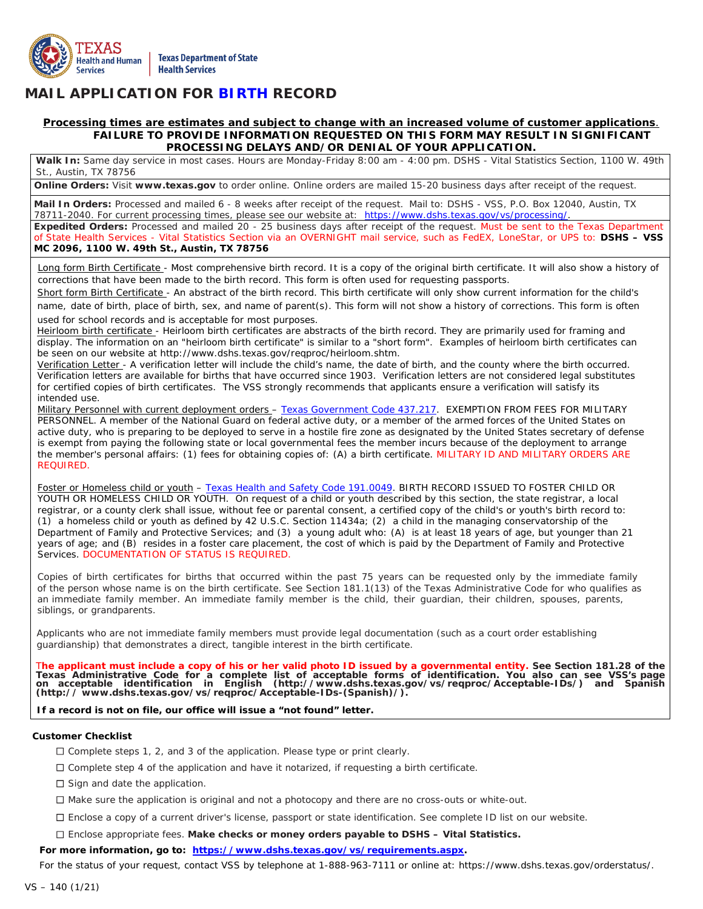Texas Health and Human Services | Texas Department of State Health Services

# MAIL APPLICATION FOR BIRTH RECORD

**Processing times are estimates and subject to change with an increased volume of customer applications.**
**FAILURE TO PROVIDE INFORMATION REQUESTED ON THIS FORM MAY RESULT IN SIGNIFICANT PROCESSING DELAYS AND/OR DENIAL OF YOUR APPLICATION.**

**Walk In:** Same day service in most cases. Hours are Monday-Friday 8:00 am - 4:00 pm. DSHS - Vital Statistics Section, 1100 W. 49th St., Austin, TX 78756

**Online Orders:** Visit **www.texas.gov** to order online. Online orders are mailed 15-20 business days after receipt of the request.

**Mail In Orders:** Processed and mailed 6 - 8 weeks after receipt of the request. Mail to: DSHS - VSS, P.O. Box 12040, Austin, TX 78711-2040. For current processing times, please see our website at: https://www.dshs.texas.gov/vs/processing/.

**Expedited Orders:** Processed and mailed 20 - 25 business days after receipt of the request. Must be sent to the Texas Department of State Health Services - Vital Statistics Section via an OVERNIGHT mail service, such as FedEX, LoneStar, or UPS to: **DSHS – VSS MC 2096, 1100 W. 49th St., Austin, TX 78756**

Long form Birth Certificate - Most comprehensive birth record. It is a copy of the original birth certificate. It will also show a history of corrections that have been made to the birth record. This form is often used for requesting passports.

Short form Birth Certificate - An abstract of the birth record. This birth certificate will only show current information for the child's name, date of birth, place of birth, sex, and name of parent(s). This form will not show a history of corrections. This form is often used for school records and is acceptable for most purposes.

Heirloom birth certificate - Heirloom birth certificates are abstracts of the birth record. They are primarily used for framing and display. The information on an "heirloom birth certificate" is similar to a "short form". Examples of heirloom birth certificates can be seen on our website at http://www.dshs.texas.gov/reqproc/heirloom.shtm.

Verification Letter - A verification letter will include the child's name, the date of birth, and the county where the birth occurred. Verification letters are available for births that have occurred since 1903. Verification letters are not considered legal substitutes for certified copies of birth certificates. The VSS strongly recommends that applicants ensure a verification will satisfy its intended use.

Military Personnel with current deployment orders – Texas Government Code 437.217. EXEMPTION FROM FEES FOR MILITARY PERSONNEL. A member of the National Guard on federal active duty, or a member of the armed forces of the United States on active duty, who is preparing to be deployed to serve in a hostile fire zone as designated by the United States secretary of defense is exempt from paying the following state or local governmental fees the member incurs because of the deployment to arrange the member's personal affairs: (1) fees for obtaining copies of: (A) a birth certificate. MILITARY ID AND MILITARY ORDERS ARE REQUIRED.

Foster or Homeless child or youth – Texas Health and Safety Code 191.0049. BIRTH RECORD ISSUED TO FOSTER CHILD OR YOUTH OR HOMELESS CHILD OR YOUTH. On request of a child or youth described by this section, the state registrar, a local registrar, or a county clerk shall issue, without fee or parental consent, a certified copy of the child's or youth's birth record to: (1) a homeless child or youth as defined by 42 U.S.C. Section 11434a; (2) a child in the managing conservatorship of the Department of Family and Protective Services; and (3) a young adult who: (A) is at least 18 years of age, but younger than 21 years of age; and (B) resides in a foster care placement, the cost of which is paid by the Department of Family and Protective Services. DOCUMENTATION OF STATUS IS REQUIRED.

Copies of birth certificates for births that occurred within the past 75 years can be requested only by the immediate family of the person whose name is on the birth certificate. See Section 181.1(13) of the Texas Administrative Code for who qualifies as an immediate family member. An immediate family member is the child, their guardian, their children, spouses, parents, siblings, or grandparents.

Applicants who are not immediate family members must provide legal documentation (such as a court order establishing guardianship) that demonstrates a direct, tangible interest in the birth certificate.

**The applicant must include a copy of his or her valid photo ID issued by a governmental entity. See Section 181.28 of the Texas Administrative Code for a complete list of acceptable forms of identification. You also can see VSS's page on acceptable identification in English (http://www.dshs.texas.gov/vs/reqproc/Acceptable-IDs/) and Spanish (http:// www.dshs.texas.gov/vs/reqproc/Acceptable-IDs-(Spanish)/).**

**If a record is not on file, our office will issue a "not found" letter.**

**Customer Checklist**

- ☐ Complete steps 1, 2, and 3 of the application. Please type or print clearly.
- ☐ Complete step 4 of the application and have it notarized, if requesting a birth certificate.
- ☐ Sign and date the application.
- ☐ Make sure the application is original and not a photocopy and there are no cross-outs or white-out.
- ☐ Enclose a copy of a current driver's license, passport or state identification. See complete ID list on our website.
- ☐ Enclose appropriate fees. **Make checks or money orders payable to DSHS – Vital Statistics.**

**For more information, go to: https://www.dshs.texas.gov/vs/requirements.aspx.**

For the status of your request, contact VSS by telephone at 1-888-963-7111 or online at: https://www.dshs.texas.gov/orderstatus/.

VS – 140 (1/21)